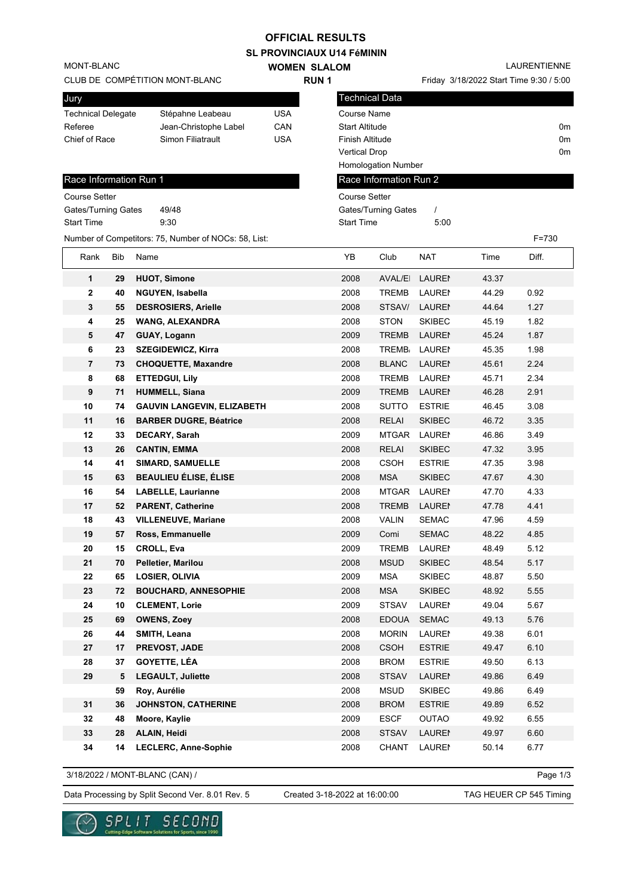# OFFICIAL RESULTS

## SL PROVINCIAUX U14 FéMININ

MONT-BLANC

CLUB DE COMPÉTITION MONT-BLANC

**WOMEN SLALOM**

**RUN 1**

LAURENTIENNE

Friday 3/18/2022 Start Time 9:30 / 5:00

| Jury | | |
|---|---|---|
| Technical Delegate | Stépahne Leabeau | USA |
| Referee | Jean-Christophe Label | CAN |
| Chief of Race | Simon Filiatrault | USA |

| Technical Data | |
|---|---|
| Course Name | |
| Start Altitude | 0m |
| Finish Altitude | 0m |
| Vertical Drop | 0m |
| Homologation Number | |

| Race Information Run 1 | |
|---|---|
| Course Setter | |
| Gates/Turning Gates | 49/48 |
| Start Time | 9:30 |

| Race Information Run 2 | |
|---|---|
| Course Setter | |
| Gates/Turning Gates | / |
| Start Time | 5:00 |

Number of Competitors: 75, Number of NOCs: 58, List:

F=730

| Rank | Bib | Name | YB | Club | NAT | Time | Diff. |
|---|---|---|---|---|---|---|---|
| 1 | 29 | **HUOT, Simone** | 2008 | AVAL/EI | LAUREI | 43.37 | |
| 2 | 40 | **NGUYEN, Isabella** | 2008 | TREMB | LAUREI | 44.29 | 0.92 |
| 3 | 55 | **DESROSIERS, Arielle** | 2008 | STSAV/ | LAUREI | 44.64 | 1.27 |
| 4 | 25 | **WANG, ALEXANDRA** | 2008 | STON | SKIBEC | 45.19 | 1.82 |
| 5 | 47 | **GUAY, Logann** | 2009 | TREMB | LAUREI | 45.24 | 1.87 |
| 6 | 23 | **SZEGIDEWICZ, Kirra** | 2008 | TREMB/ | LAUREI | 45.35 | 1.98 |
| 7 | 73 | **CHOQUETTE, Maxandre** | 2008 | BLANC | LAUREI | 45.61 | 2.24 |
| 8 | 68 | **ETTEDGUI, Lily** | 2008 | TREMB | LAUREI | 45.71 | 2.34 |
| 9 | 71 | **HUMMELL, Siana** | 2009 | TREMB | LAUREI | 46.28 | 2.91 |
| 10 | 74 | **GAUVIN LANGEVIN, ELIZABETH** | 2008 | SUTTO | ESTRIE | 46.45 | 3.08 |
| 11 | 16 | **BARBER DUGRE, Béatrice** | 2008 | RELAI | SKIBEC | 46.72 | 3.35 |
| 12 | 33 | **DECARY, Sarah** | 2009 | MTGAR | LAUREI | 46.86 | 3.49 |
| 13 | 26 | **CANTIN, EMMA** | 2008 | RELAI | SKIBEC | 47.32 | 3.95 |
| 14 | 41 | **SIMARD, SAMUELLE** | 2008 | CSOH | ESTRIE | 47.35 | 3.98 |
| 15 | 63 | **BEAULIEU ÉLISE, ÉLISE** | 2008 | MSA | SKIBEC | 47.67 | 4.30 |
| 16 | 54 | **LABELLE, Laurianne** | 2008 | MTGAR | LAUREI | 47.70 | 4.33 |
| 17 | 52 | **PARENT, Catherine** | 2008 | TREMB | LAUREI | 47.78 | 4.41 |
| 18 | 43 | **VILLENEUVE, Mariane** | 2008 | VALIN | SEMAC | 47.96 | 4.59 |
| 19 | 57 | **Ross, Emmanuelle** | 2009 | Comi | SEMAC | 48.22 | 4.85 |
| 20 | 15 | **CROLL, Eva** | 2009 | TREMB | LAUREI | 48.49 | 5.12 |
| 21 | 70 | **Pelletier, Marilou** | 2008 | MSUD | SKIBEC | 48.54 | 5.17 |
| 22 | 65 | **LOSIER, OLIVIA** | 2009 | MSA | SKIBEC | 48.87 | 5.50 |
| 23 | 72 | **BOUCHARD, ANNESOPHIE** | 2008 | MSA | SKIBEC | 48.92 | 5.55 |
| 24 | 10 | **CLEMENT, Lorie** | 2009 | STSAV | LAUREI | 49.04 | 5.67 |
| 25 | 69 | **OWENS, Zoey** | 2008 | EDOUA | SEMAC | 49.13 | 5.76 |
| 26 | 44 | **SMITH, Leana** | 2008 | MORIN | LAUREI | 49.38 | 6.01 |
| 27 | 17 | **PREVOST, JADE** | 2008 | CSOH | ESTRIE | 49.47 | 6.10 |
| 28 | 37 | **GOYETTE, LÉA** | 2008 | BROM | ESTRIE | 49.50 | 6.13 |
| 29 | 5 | **LEGAULT, Juliette** | 2008 | STSAV | LAUREI | 49.86 | 6.49 |
| | 59 | **Roy, Aurélie** | 2008 | MSUD | SKIBEC | 49.86 | 6.49 |
| 31 | 36 | **JOHNSTON, CATHERINE** | 2008 | BROM | ESTRIE | 49.89 | 6.52 |
| 32 | 48 | **Moore, Kaylie** | 2009 | ESCF | OUTAO | 49.92 | 6.55 |
| 33 | 28 | **ALAIN, Heidi** | 2008 | STSAV | LAUREI | 49.97 | 6.60 |
| 34 | 14 | **LECLERC, Anne-Sophie** | 2008 | CHANT | LAUREI | 50.14 | 6.77 |

3/18/2022 / MONT-BLANC (CAN) /

Data Processing by Split Second Ver. 8.01 Rev. 5 &nbsp;&nbsp; Created 3-18-2022 at 16:00:00 &nbsp;&nbsp; TAG HEUER CP 545 Timing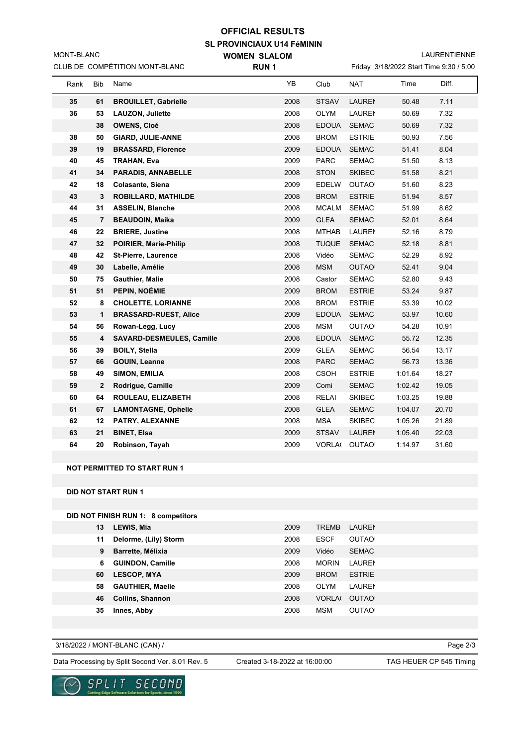# OFFICIAL RESULTS

## SL PROVINCIAUX U14 FéMININ

MONT-BLANC
CLUB DE COMPÉTITION MONT-BLANC

**WOMEN SLALOM**
**RUN 1**

LAURENTIENNE
Friday 3/18/2022 Start Time 9:30 / 5:00

| Rank | Bib | Name | YB | Club | NAT | Time | Diff. |
|---|---|---|---|---|---|---|---|
| 35 | 61 | **BROUILLET, Gabrielle** | 2008 | STSAV | LAUREI | 50.48 | 7.11 |
| 36 | 53 | **LAUZON, Juliette** | 2008 | OLYM | LAUREI | 50.69 | 7.32 |
| | 38 | **OWENS, Cloé** | 2008 | EDOUA | SEMAC | 50.69 | 7.32 |
| 38 | 50 | **GIARD, JULIE-ANNE** | 2008 | BROM | ESTRIE | 50.93 | 7.56 |
| 39 | 19 | **BRASSARD, Florence** | 2009 | EDOUA | SEMAC | 51.41 | 8.04 |
| 40 | 45 | **TRAHAN, Eva** | 2009 | PARC | SEMAC | 51.50 | 8.13 |
| 41 | 34 | **PARADIS, ANNABELLE** | 2008 | STON | SKIBEC | 51.58 | 8.21 |
| 42 | 18 | **Colasante, Siena** | 2009 | EDELW | OUTAO | 51.60 | 8.23 |
| 43 | 3 | **ROBILLARD, MATHILDE** | 2008 | BROM | ESTRIE | 51.94 | 8.57 |
| 44 | 31 | **ASSELIN, Blanche** | 2008 | MCALM | SEMAC | 51.99 | 8.62 |
| 45 | 7 | **BEAUDOIN, Maika** | 2009 | GLEA | SEMAC | 52.01 | 8.64 |
| 46 | 22 | **BRIERE, Justine** | 2008 | MTHAB | LAUREI | 52.16 | 8.79 |
| 47 | 32 | **POIRIER, Marie-Philip** | 2008 | TUQUE | SEMAC | 52.18 | 8.81 |
| 48 | 42 | **St-Pierre, Laurence** | 2008 | Vidéo | SEMAC | 52.29 | 8.92 |
| 49 | 30 | **Labelle, Amélie** | 2008 | MSM | OUTAO | 52.41 | 9.04 |
| 50 | 75 | **Gauthier, Malie** | 2008 | Castor | SEMAC | 52.80 | 9.43 |
| 51 | 51 | **PEPIN, NOÉMIE** | 2009 | BROM | ESTRIE | 53.24 | 9.87 |
| 52 | 8 | **CHOLETTE, LORIANNE** | 2008 | BROM | ESTRIE | 53.39 | 10.02 |
| 53 | 1 | **BRASSARD-RUEST, Alice** | 2009 | EDOUA | SEMAC | 53.97 | 10.60 |
| 54 | 56 | **Rowan-Legg, Lucy** | 2008 | MSM | OUTAO | 54.28 | 10.91 |
| 55 | 4 | **SAVARD-DESMEULES, Camille** | 2008 | EDOUA | SEMAC | 55.72 | 12.35 |
| 56 | 39 | **BOILY, Stella** | 2009 | GLEA | SEMAC | 56.54 | 13.17 |
| 57 | 66 | **GOUIN, Leanne** | 2008 | PARC | SEMAC | 56.73 | 13.36 |
| 58 | 49 | **SIMON, EMILIA** | 2008 | CSOH | ESTRIE | 1:01.64 | 18.27 |
| 59 | 2 | **Rodrigue, Camille** | 2009 | Comi | SEMAC | 1:02.42 | 19.05 |
| 60 | 64 | **ROULEAU, ELIZABETH** | 2008 | RELAI | SKIBEC | 1:03.25 | 19.88 |
| 61 | 67 | **LAMONTAGNE, Ophelie** | 2008 | GLEA | SEMAC | 1:04.07 | 20.70 |
| 62 | 12 | **PATRY, ALEXANNE** | 2008 | MSA | SKIBEC | 1:05.26 | 21.89 |
| 63 | 21 | **BINET, Elsa** | 2009 | STSAV | LAUREI | 1:05.40 | 22.03 |
| 64 | 20 | **Robinson, Tayah** | 2009 | VORLA( | OUTAO | 1:14.97 | 31.60 |

**NOT PERMITTED TO START RUN 1**

**DID NOT START RUN 1**

**DID NOT FINISH RUN 1: 8 competitors**

| Bib | Name | YB | Club | NAT |
|---|---|---|---|---|
| 13 | **LEWIS, Mia** | 2009 | TREMB | LAUREI |
| 11 | **Delorme, (Lily) Storm** | 2008 | ESCF | OUTAO |
| 9 | **Barrette, Mélixia** | 2009 | Vidéo | SEMAC |
| 6 | **GUINDON, Camille** | 2008 | MORIN | LAUREI |
| 60 | **LESCOP, MYA** | 2009 | BROM | ESTRIE |
| 58 | **GAUTHIER, Maelie** | 2008 | OLYM | LAUREI |
| 46 | **Collins, Shannon** | 2008 | VORLA( | OUTAO |
| 35 | **Innes, Abby** | 2008 | MSM | OUTAO |

3/18/2022 / MONT-BLANC (CAN) /

Data Processing by Split Second Ver. 8.01 Rev. 5 — Created 3-18-2022 at 16:00:00 — TAG HEUER CP 545 Timing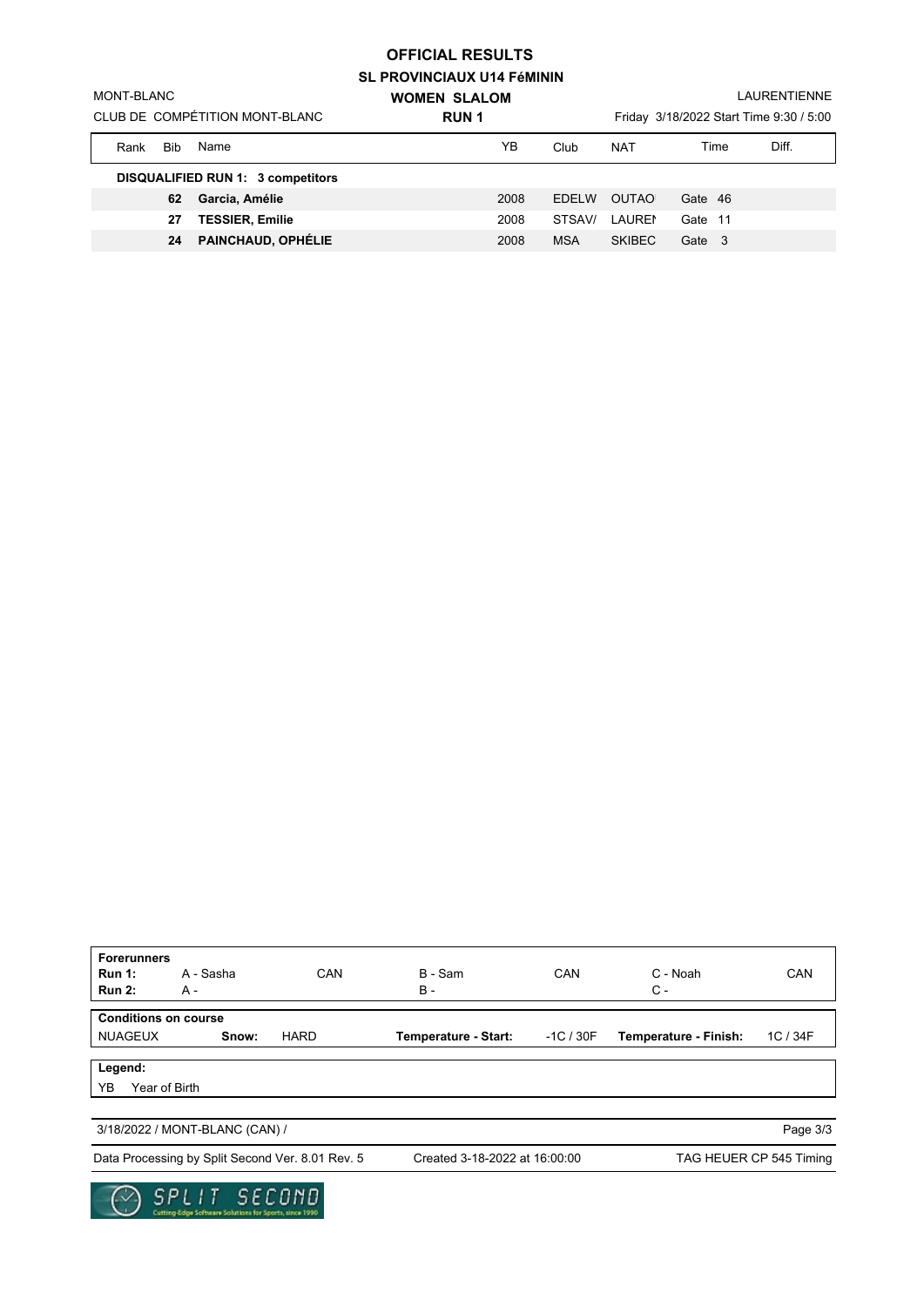# OFFICIAL RESULTS

## SL PROVINCIAUX U14 FéMININ

MONT-BLANC | **WOMEN SLALOM** | LAURENTIENNE

CLUB DE COMPÉTITION MONT-BLANC | **RUN 1** | Friday 3/18/2022 Start Time 9:30 / 5:00

| Rank | Bib | Name | YB | Club | NAT | Time | Diff. |
|---|---|---|---|---|---|---|---|
| **DISQUALIFIED RUN 1: 3 competitors** | | | | | | | |
| | **62** | **Garcia, Amélie** | 2008 | EDELW | OUTAO | Gate 46 | |
| | **27** | **TESSIER, Emilie** | 2008 | STSAV/ | LAUREI | Gate 11 | |
| | **24** | **PAINCHAUD, OPHÉLIE** | 2008 | MSA | SKIBEC | Gate 3 | |

| **Forerunners** | | | | | | |
|---|---|---|---|---|---|---|
| **Run 1:** | A - Sasha | CAN | B - Sam | CAN | C - Noah | CAN |
| **Run 2:** | A - | | B - | | C - | |

| **Conditions on course** | | | | | | |
|---|---|---|---|---|---|---|
| NUAGEUX | **Snow:** | HARD | **Temperature - Start:** | -1C / 30F | **Temperature - Finish:** | 1C / 34F |

**Legend:**
YB Year of Birth

3/18/2022 / MONT-BLANC (CAN) /

Data Processing by Split Second Ver. 8.01 Rev. 5 | Created 3-18-2022 at 16:00:00 | TAG HEUER CP 545 Timing